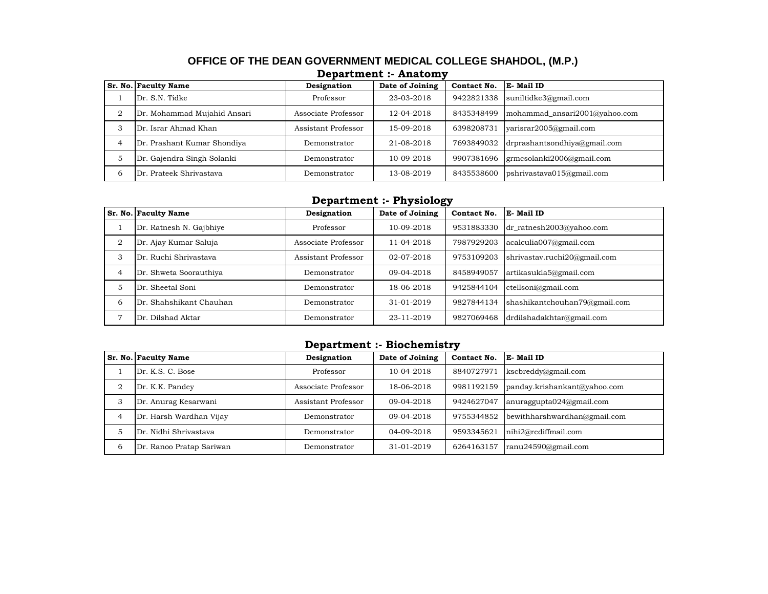# OFFICE OF THE DEAN GOVERNMENT MEDICAL COLLEGE SHAHDOL, (M.P.)

## Department :- Anatomy

| Sr. No. | Faculty Name | Designation | Date of Joining | Contact No. | E- Mail ID |
|---|---|---|---|---|---|
| 1 | Dr. S.N. Tidke | Professor | 23-03-2018 | 9422821338 | suniltidke3@gmail.com |
| 2 | Dr. Mohammad Mujahid Ansari | Associate Professor | 12-04-2018 | 8435348499 | mohammad_ansari2001@yahoo.com |
| 3 | Dr. Israr Ahmad Khan | Assistant Professor | 15-09-2018 | 6398208731 | yarisrar2005@gmail.com |
| 4 | Dr. Prashant Kumar Shondiya | Demonstrator | 21-08-2018 | 7693849032 | drprashantsondhiya@gmail.com |
| 5 | Dr. Gajendra Singh Solanki | Demonstrator | 10-09-2018 | 9907381696 | grmcsolanki2006@gmail.com |
| 6 | Dr. Prateek Shrivastava | Demonstrator | 13-08-2019 | 8435538600 | pshrivastava015@gmail.com |

## Department :- Physiology

| Sr. No. | Faculty Name | Designation | Date of Joining | Contact No. | E- Mail ID |
|---|---|---|---|---|---|
| 1 | Dr. Ratnesh N. Gajbhiye | Professor | 10-09-2018 | 9531883330 | dr_ratnesh2003@yahoo.com |
| 2 | Dr. Ajay Kumar Saluja | Associate Professor | 11-04-2018 | 7987929203 | acalculia007@gmail.com |
| 3 | Dr. Ruchi Shrivastava | Assistant Professor | 02-07-2018 | 9753109203 | shrivastav.ruchi20@gmail.com |
| 4 | Dr. Shweta Soorauthiya | Demonstrator | 09-04-2018 | 8458949057 | artikasukla5@gmail.com |
| 5 | Dr. Sheetal Soni | Demonstrator | 18-06-2018 | 9425844104 | ctellsoni@gmail.com |
| 6 | Dr. Shahshikant Chauhan | Demonstrator | 31-01-2019 | 9827844134 | shashikantchouhan79@gmail.com |
| 7 | Dr. Dilshad Aktar | Demonstrator | 23-11-2019 | 9827069468 | drdilshadakhtar@gmail.com |

## Department :- Biochemistry

| Sr. No. | Faculty Name | Designation | Date of Joining | Contact No. | E- Mail ID |
|---|---|---|---|---|---|
| 1 | Dr. K.S. C. Bose | Professor | 10-04-2018 | 8840727971 | kscbreddy@gmail.com |
| 2 | Dr. K.K. Pandey | Associate Professor | 18-06-2018 | 9981192159 | panday.krishankant@yahoo.com |
| 3 | Dr. Anurag Kesarwani | Assistant Professor | 09-04-2018 | 9424627047 | anuraggupta024@gmail.com |
| 4 | Dr. Harsh Wardhan Vijay | Demonstrator | 09-04-2018 | 9755344852 | bewithharshwardhan@gmail.com |
| 5 | Dr. Nidhi Shrivastava | Demonstrator | 04-09-2018 | 9593345621 | nihi2@rediffmail.com |
| 6 | Dr. Ranoo Pratap Sariwan | Demonstrator | 31-01-2019 | 6264163157 | ranu24590@gmail.com |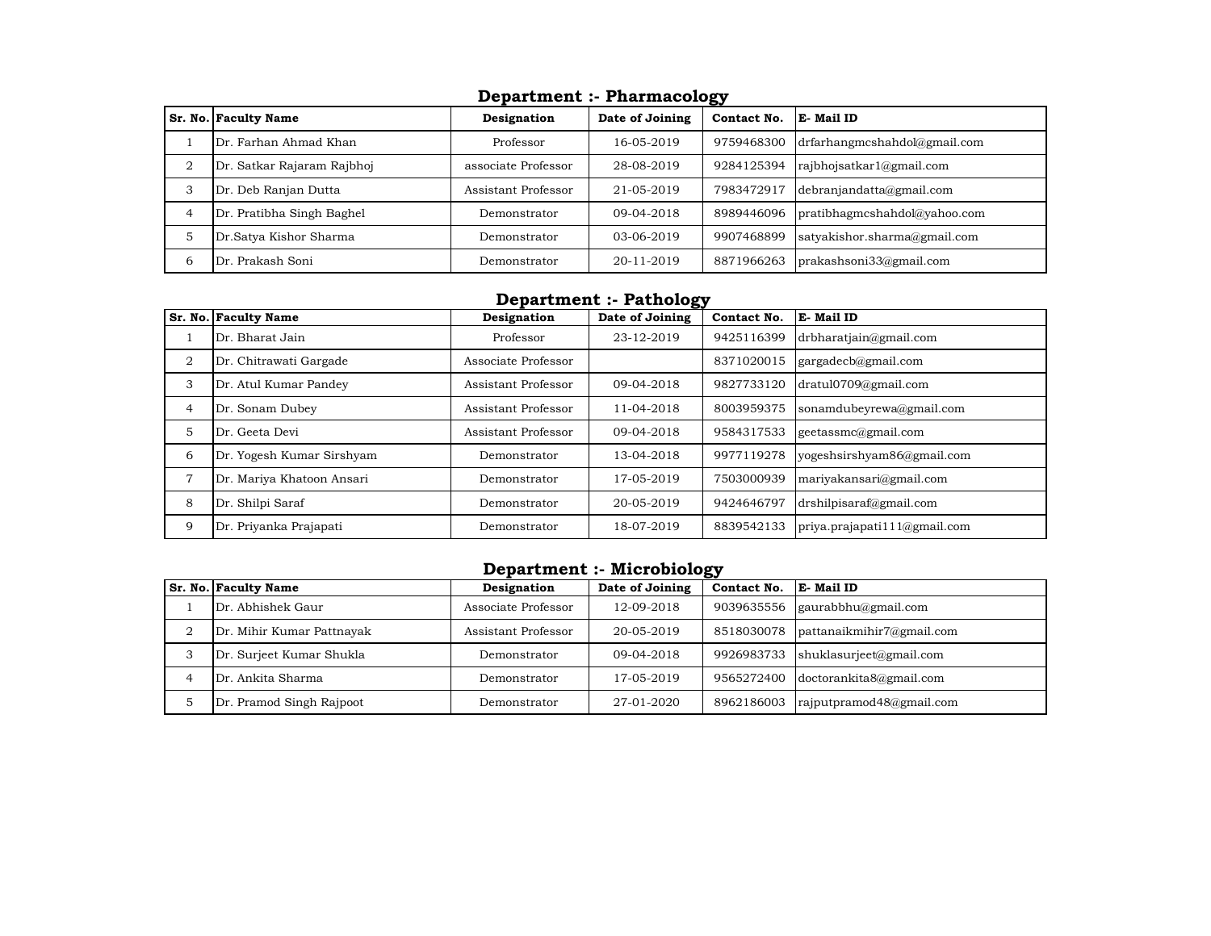## Department :- Pharmacology

| Sr. No. | Faculty Name | Designation | Date of Joining | Contact No. | E- Mail ID |
|---|---|---|---|---|---|
| 1 | Dr. Farhan Ahmad Khan | Professor | 16-05-2019 | 9759468300 | drfarhangmcshahdol@gmail.com |
| 2 | Dr. Satkar Rajaram Rajbhoj | associate Professor | 28-08-2019 | 9284125394 | rajbhojsatkar1@gmail.com |
| 3 | Dr. Deb Ranjan Dutta | Assistant Professor | 21-05-2019 | 7983472917 | debranjandatta@gmail.com |
| 4 | Dr. Pratibha Singh Baghel | Demonstrator | 09-04-2018 | 8989446096 | pratibhagmcshahdol@yahoo.com |
| 5 | Dr.Satya Kishor Sharma | Demonstrator | 03-06-2019 | 9907468899 | satyakishor.sharma@gmail.com |
| 6 | Dr. Prakash Soni | Demonstrator | 20-11-2019 | 8871966263 | prakashsoni33@gmail.com |

## Department :- Pathology

| Sr. No. | Faculty Name | Designation | Date of Joining | Contact No. | E- Mail ID |
|---|---|---|---|---|---|
| 1 | Dr. Bharat Jain | Professor | 23-12-2019 | 9425116399 | drbharatjain@gmail.com |
| 2 | Dr. Chitrawati Gargade | Associate Professor | | 8371020015 | gargadecb@gmail.com |
| 3 | Dr. Atul Kumar Pandey | Assistant Professor | 09-04-2018 | 9827733120 | dratul0709@gmail.com |
| 4 | Dr. Sonam Dubey | Assistant Professor | 11-04-2018 | 8003959375 | sonamdubeyrewa@gmail.com |
| 5 | Dr. Geeta Devi | Assistant Professor | 09-04-2018 | 9584317533 | geetassmc@gmail.com |
| 6 | Dr. Yogesh Kumar Sirshyam | Demonstrator | 13-04-2018 | 9977119278 | yogeshsirshyam86@gmail.com |
| 7 | Dr. Mariya Khatoon Ansari | Demonstrator | 17-05-2019 | 7503000939 | mariyakansari@gmail.com |
| 8 | Dr. Shilpi Saraf | Demonstrator | 20-05-2019 | 9424646797 | drshilpisaraf@gmail.com |
| 9 | Dr. Priyanka Prajapati | Demonstrator | 18-07-2019 | 8839542133 | priya.prajapati111@gmail.com |

## Department :- Microbiology

| Sr. No. | Faculty Name | Designation | Date of Joining | Contact No. | E- Mail ID |
|---|---|---|---|---|---|
| 1 | Dr. Abhishek Gaur | Associate Professor | 12-09-2018 | 9039635556 | gaurabbhu@gmail.com |
| 2 | Dr. Mihir Kumar Pattnayak | Assistant Professor | 20-05-2019 | 8518030078 | pattanaikmihir7@gmail.com |
| 3 | Dr. Surjeet Kumar Shukla | Demonstrator | 09-04-2018 | 9926983733 | shuklasurjeet@gmail.com |
| 4 | Dr. Ankita Sharma | Demonstrator | 17-05-2019 | 9565272400 | doctorankita8@gmail.com |
| 5 | Dr. Pramod Singh Rajpoot | Demonstrator | 27-01-2020 | 8962186003 | rajputpramod48@gmail.com |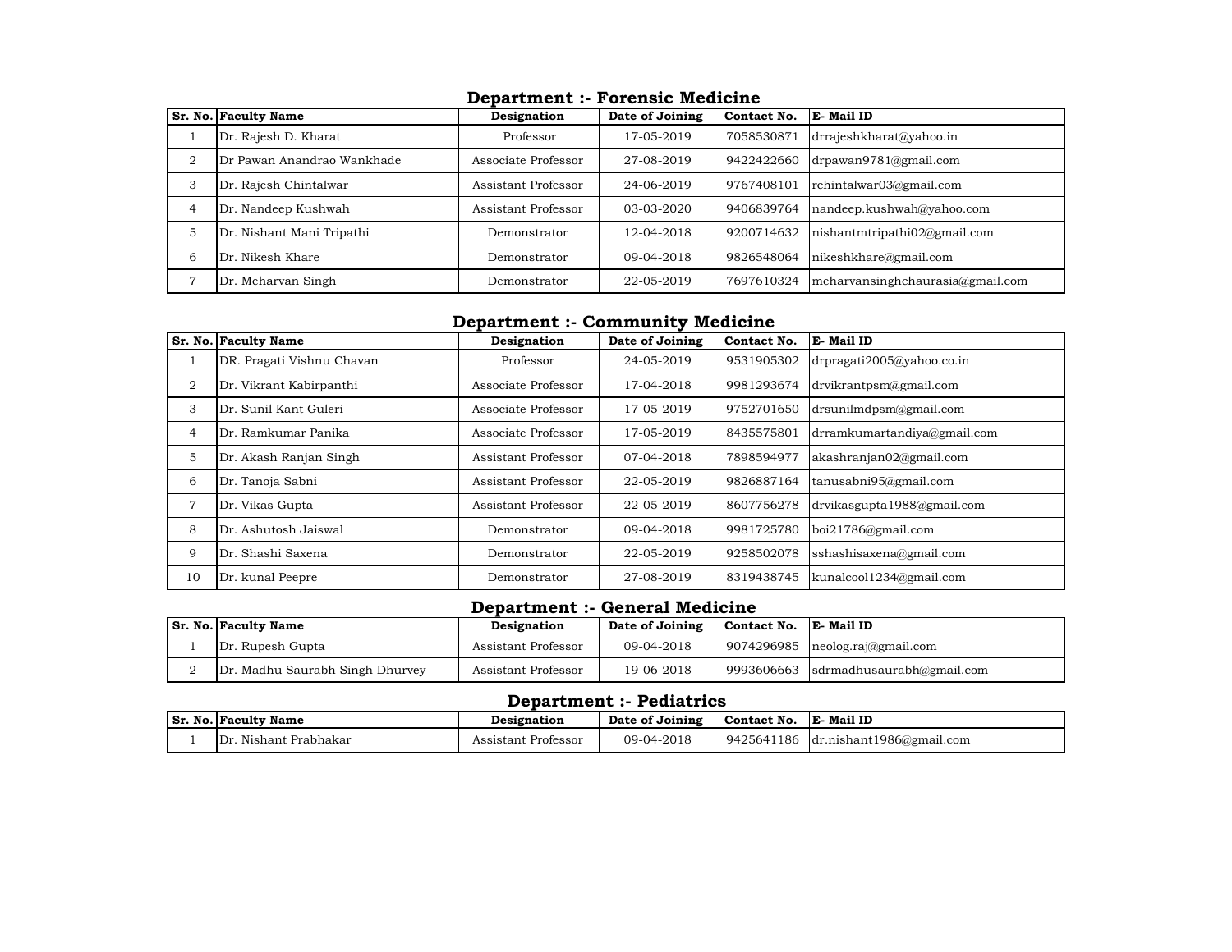## Department :- Forensic Medicine

| Sr. No. | Faculty Name | Designation | Date of Joining | Contact No. | E- Mail ID |
|---|---|---|---|---|---|
| 1 | Dr. Rajesh D. Kharat | Professor | 17-05-2019 | 7058530871 | drrajeshkharat@yahoo.in |
| 2 | Dr Pawan Anandrao Wankhade | Associate Professor | 27-08-2019 | 9422422660 | drpawan9781@gmail.com |
| 3 | Dr. Rajesh Chintalwar | Assistant Professor | 24-06-2019 | 9767408101 | rchintalwar03@gmail.com |
| 4 | Dr. Nandeep Kushwah | Assistant Professor | 03-03-2020 | 9406839764 | nandeep.kushwah@yahoo.com |
| 5 | Dr. Nishant Mani Tripathi | Demonstrator | 12-04-2018 | 9200714632 | nishantmtripathi02@gmail.com |
| 6 | Dr. Nikesh Khare | Demonstrator | 09-04-2018 | 9826548064 | nikeshkhare@gmail.com |
| 7 | Dr. Meharvan Singh | Demonstrator | 22-05-2019 | 7697610324 | meharvansinghchaurasia@gmail.com |

## Department :- Community Medicine

| Sr. No. | Faculty Name | Designation | Date of Joining | Contact No. | E- Mail ID |
|---|---|---|---|---|---|
| 1 | DR. Pragati Vishnu Chavan | Professor | 24-05-2019 | 9531905302 | drpragati2005@yahoo.co.in |
| 2 | Dr. Vikrant Kabirpanthi | Associate Professor | 17-04-2018 | 9981293674 | drvikrantpsm@gmail.com |
| 3 | Dr. Sunil Kant Guleri | Associate Professor | 17-05-2019 | 9752701650 | drsunilmdpsm@gmail.com |
| 4 | Dr. Ramkumar Panika | Associate Professor | 17-05-2019 | 8435575801 | drramkumartandiya@gmail.com |
| 5 | Dr. Akash Ranjan Singh | Assistant Professor | 07-04-2018 | 7898594977 | akashranjan02@gmail.com |
| 6 | Dr. Tanoja Sabni | Assistant Professor | 22-05-2019 | 9826887164 | tanusabni95@gmail.com |
| 7 | Dr. Vikas Gupta | Assistant Professor | 22-05-2019 | 8607756278 | drvikasgupta1988@gmail.com |
| 8 | Dr. Ashutosh Jaiswal | Demonstrator | 09-04-2018 | 9981725780 | boi21786@gmail.com |
| 9 | Dr. Shashi Saxena | Demonstrator | 22-05-2019 | 9258502078 | sshashisaxena@gmail.com |
| 10 | Dr. kunal Peepre | Demonstrator | 27-08-2019 | 8319438745 | kunalcool1234@gmail.com |

## Department :- General Medicine

| Sr. No. | Faculty Name | Designation | Date of Joining | Contact No. | E- Mail ID |
|---|---|---|---|---|---|
| 1 | Dr. Rupesh Gupta | Assistant Professor | 09-04-2018 | 9074296985 | neolog.raj@gmail.com |
| 2 | Dr. Madhu Saurabh Singh Dhurvey | Assistant Professor | 19-06-2018 | 9993606663 | sdrmadhusaurabh@gmail.com |

## Department :- Pediatrics

| Sr. No. | Faculty Name | Designation | Date of Joining | Contact No. | E- Mail ID |
|---|---|---|---|---|---|
| 1 | Dr. Nishant Prabhakar | Assistant Professor | 09-04-2018 | 9425641186 | dr.nishant1986@gmail.com |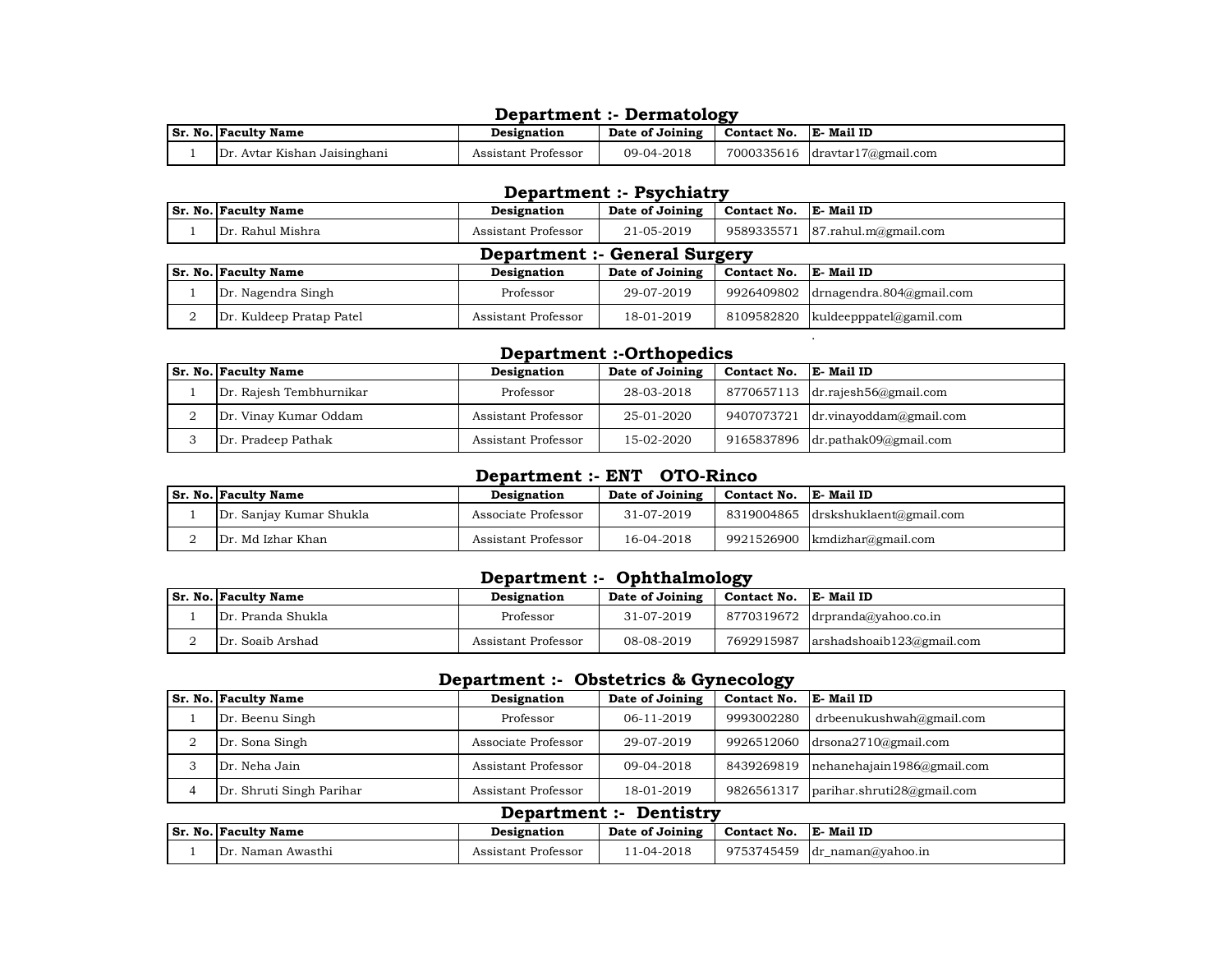## Department :- Dermatology

| Sr. No. | Faculty Name | Designation | Date of Joining | Contact No. | E- Mail ID |
|---|---|---|---|---|---|
| 1 | Dr. Avtar Kishan Jaisinghani | Assistant Professor | 09-04-2018 | 7000335616 | dravtar17@gmail.com |

## Department :- Psychiatry

| Sr. No. | Faculty Name | Designation | Date of Joining | Contact No. | E- Mail ID |
|---|---|---|---|---|---|
| 1 | Dr. Rahul Mishra | Assistant Professor | 21-05-2019 | 9589335571 | 87.rahul.m@gmail.com |

## Department :- General Surgery

| Sr. No. | Faculty Name | Designation | Date of Joining | Contact No. | E- Mail ID |
|---|---|---|---|---|---|
| 1 | Dr. Nagendra Singh | Professor | 29-07-2019 | 9926409802 | drnagendra.804@gmail.com |
| 2 | Dr. Kuldeep Pratap Patel | Assistant Professor | 18-01-2019 | 8109582820 | kuldeepppatel@gamil.com |

## Department :-Orthopedics

| Sr. No. | Faculty Name | Designation | Date of Joining | Contact No. | E- Mail ID |
|---|---|---|---|---|---|
| 1 | Dr. Rajesh Tembhurnikar | Professor | 28-03-2018 | 8770657113 | dr.rajesh56@gmail.com |
| 2 | Dr. Vinay Kumar Oddam | Assistant Professor | 25-01-2020 | 9407073721 | dr.vinayoddam@gmail.com |
| 3 | Dr. Pradeep Pathak | Assistant Professor | 15-02-2020 | 9165837896 | dr.pathak09@gmail.com |

## Department :- ENT OTO-Rinco

| Sr. No. | Faculty Name | Designation | Date of Joining | Contact No. | E- Mail ID |
|---|---|---|---|---|---|
| 1 | Dr. Sanjay Kumar Shukla | Associate Professor | 31-07-2019 | 8319004865 | drskshuklaent@gmail.com |
| 2 | Dr. Md Izhar Khan | Assistant Professor | 16-04-2018 | 9921526900 | kmdizhar@gmail.com |

## Department :- Ophthalmology

| Sr. No. | Faculty Name | Designation | Date of Joining | Contact No. | E- Mail ID |
|---|---|---|---|---|---|
| 1 | Dr. Pranda Shukla | Professor | 31-07-2019 | 8770319672 | drpranda@yahoo.co.in |
| 2 | Dr. Soaib Arshad | Assistant Professor | 08-08-2019 | 7692915987 | arshadshoaib123@gmail.com |

## Department :- Obstetrics & Gynecology

| Sr. No. | Faculty Name | Designation | Date of Joining | Contact No. | E- Mail ID |
|---|---|---|---|---|---|
| 1 | Dr. Beenu Singh | Professor | 06-11-2019 | 9993002280 | drbeenukushwah@gmail.com |
| 2 | Dr. Sona Singh | Associate Professor | 29-07-2019 | 9926512060 | drsona2710@gmail.com |
| 3 | Dr. Neha Jain | Assistant Professor | 09-04-2018 | 8439269819 | nehanehajain1986@gmail.com |
| 4 | Dr. Shruti Singh Parihar | Assistant Professor | 18-01-2019 | 9826561317 | parihar.shruti28@gmail.com |

## Department :- Dentistry

| Sr. No. | Faculty Name | Designation | Date of Joining | Contact No. | E- Mail ID |
|---|---|---|---|---|---|
| 1 | Dr. Naman Awasthi | Assistant Professor | 11-04-2018 | 9753745459 | dr_naman@yahoo.in |